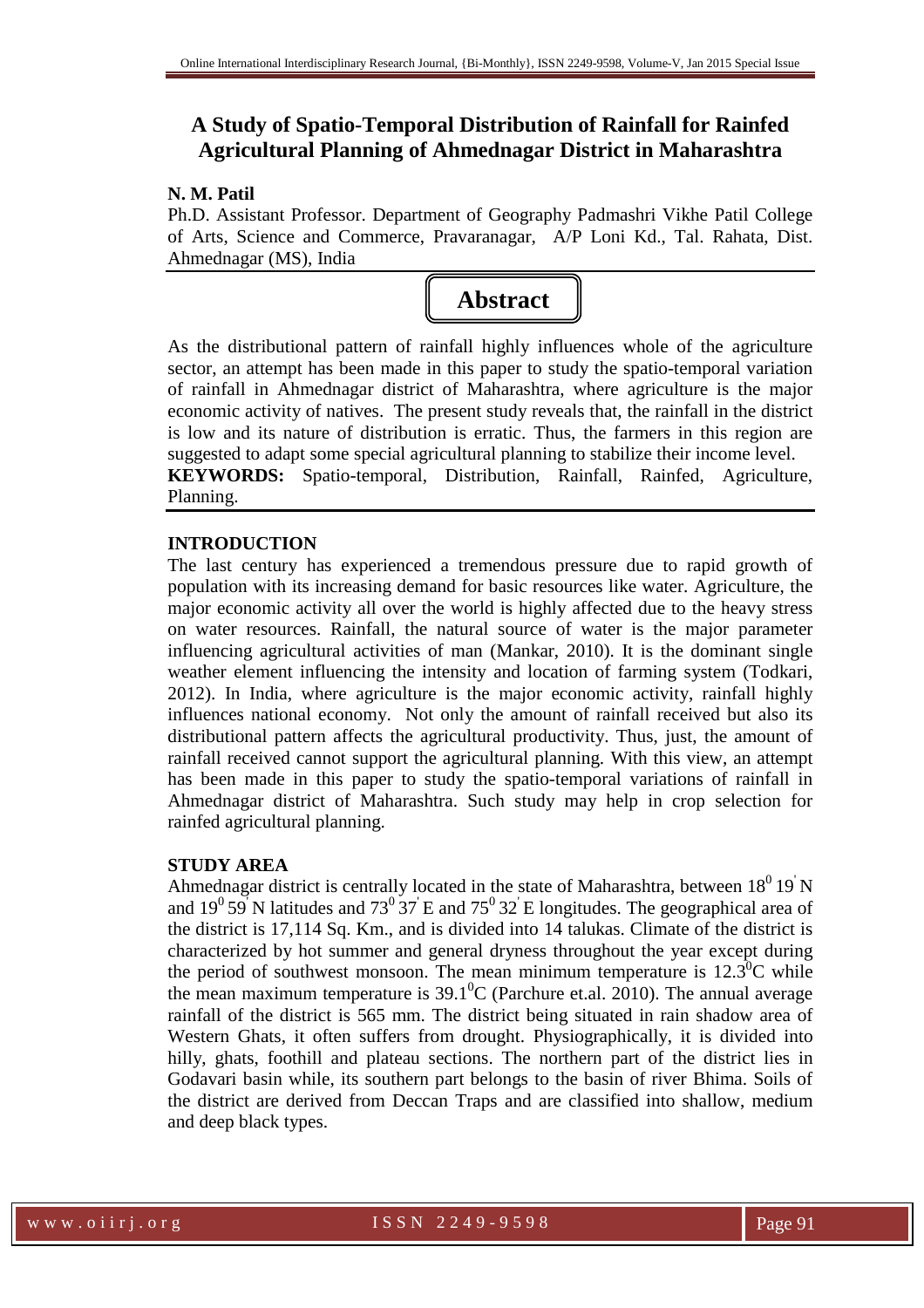# A Study of Spatio-Temporal Distribution of Rainfall for Rainfed Agricultural Planning of Ahmednagar District in Maharashtra

**N. M. Patil**

Ph.D. Assistant Professor. Department of Geography Padmashri Vikhe Patil College of Arts, Science and Commerce, Pravaranagar, A/P Loni Kd., Tal. Rahata, Dist. Ahmednagar (MS), India

## Abstract

As the distributional pattern of rainfall highly influences whole of the agriculture sector, an attempt has been made in this paper to study the spatio-temporal variation of rainfall in Ahmednagar district of Maharashtra, where agriculture is the major economic activity of natives. The present study reveals that, the rainfall in the district is low and its nature of distribution is erratic. Thus, the farmers in this region are suggested to adapt some special agricultural planning to stabilize their income level.

**KEYWORDS:** Spatio-temporal, Distribution, Rainfall, Rainfed, Agriculture, Planning.

## INTRODUCTION

The last century has experienced a tremendous pressure due to rapid growth of population with its increasing demand for basic resources like water. Agriculture, the major economic activity all over the world is highly affected due to the heavy stress on water resources. Rainfall, the natural source of water is the major parameter influencing agricultural activities of man (Mankar, 2010). It is the dominant single weather element influencing the intensity and location of farming system (Todkari, 2012). In India, where agriculture is the major economic activity, rainfall highly influences national economy. Not only the amount of rainfall received but also its distributional pattern affects the agricultural productivity. Thus, just, the amount of rainfall received cannot support the agricultural planning. With this view, an attempt has been made in this paper to study the spatio-temporal variations of rainfall in Ahmednagar district of Maharashtra. Such study may help in crop selection for rainfed agricultural planning.

## STUDY AREA

Ahmednagar district is centrally located in the state of Maharashtra, between $18^0 19^{'}$ N and $19^0 59^{'}$ N latitudes and $73^0 37^{'}$ E and $75^0 32^{'}$ E longitudes. The geographical area of the district is 17,114 Sq. Km., and is divided into 14 talukas. Climate of the district is characterized by hot summer and general dryness throughout the year except during the period of southwest monsoon. The mean minimum temperature is $12.3^0$C while the mean maximum temperature is $39.1^0$C (Parchure et.al. 2010). The annual average rainfall of the district is 565 mm. The district being situated in rain shadow area of Western Ghats, it often suffers from drought. Physiographically, it is divided into hilly, ghats, foothill and plateau sections. The northern part of the district lies in Godavari basin while, its southern part belongs to the basin of river Bhima. Soils of the district are derived from Deccan Traps and are classified into shallow, medium and deep black types.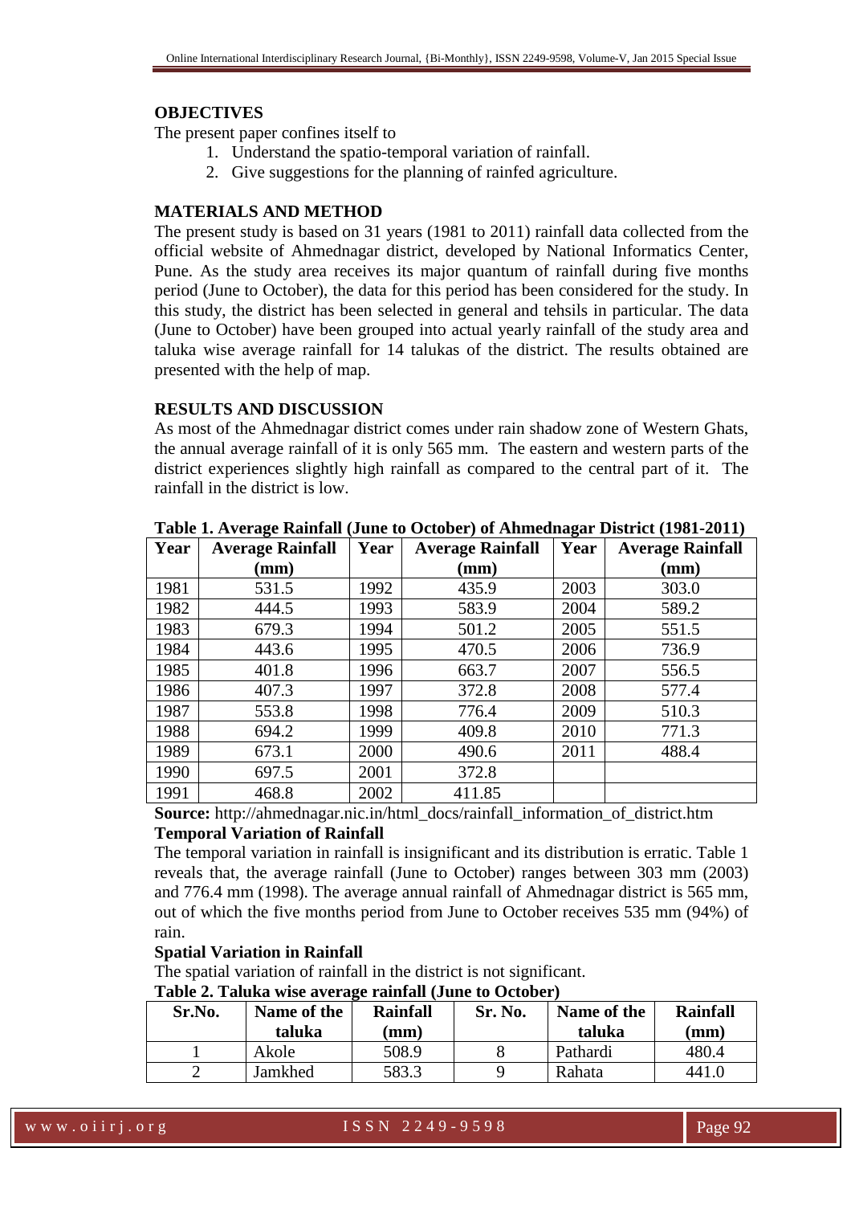### OBJECTIVES

The present paper confines itself to

1. Understand the spatio-temporal variation of rainfall.
2. Give suggestions for the planning of rainfed agriculture.

### MATERIALS AND METHOD

The present study is based on 31 years (1981 to 2011) rainfall data collected from the official website of Ahmednagar district, developed by National Informatics Center, Pune. As the study area receives its major quantum of rainfall during five months period (June to October), the data for this period has been considered for the study. In this study, the district has been selected in general and tehsils in particular. The data (June to October) have been grouped into actual yearly rainfall of the study area and taluka wise average rainfall for 14 talukas of the district. The results obtained are presented with the help of map.

### RESULTS AND DISCUSSION

As most of the Ahmednagar district comes under rain shadow zone of Western Ghats, the annual average rainfall of it is only 565 mm. The eastern and western parts of the district experiences slightly high rainfall as compared to the central part of it. The rainfall in the district is low.

**Table 1. Average Rainfall (June to October) of Ahmednagar District (1981-2011)**

| Year | Average Rainfall (mm) | Year | Average Rainfall (mm) | Year | Average Rainfall (mm) |
|---|---|---|---|---|---|
| 1981 | 531.5 | 1992 | 435.9 | 2003 | 303.0 |
| 1982 | 444.5 | 1993 | 583.9 | 2004 | 589.2 |
| 1983 | 679.3 | 1994 | 501.2 | 2005 | 551.5 |
| 1984 | 443.6 | 1995 | 470.5 | 2006 | 736.9 |
| 1985 | 401.8 | 1996 | 663.7 | 2007 | 556.5 |
| 1986 | 407.3 | 1997 | 372.8 | 2008 | 577.4 |
| 1987 | 553.8 | 1998 | 776.4 | 2009 | 510.3 |
| 1988 | 694.2 | 1999 | 409.8 | 2010 | 771.3 |
| 1989 | 673.1 | 2000 | 490.6 | 2011 | 488.4 |
| 1990 | 697.5 | 2001 | 372.8 | | |
| 1991 | 468.8 | 2002 | 411.85 | | |

**Source:** http://ahmednagar.nic.in/html_docs/rainfall_information_of_district.htm

**Temporal Variation of Rainfall**

The temporal variation in rainfall is insignificant and its distribution is erratic. Table 1 reveals that, the average rainfall (June to October) ranges between 303 mm (2003) and 776.4 mm (1998). The average annual rainfall of Ahmednagar district is 565 mm, out of which the five months period from June to October receives 535 mm (94%) of rain.

**Spatial Variation in Rainfall**

The spatial variation of rainfall in the district is not significant.

**Table 2. Taluka wise average rainfall (June to October)**

| Sr.No. | Name of the taluka | Rainfall (mm) | Sr. No. | Name of the taluka | Rainfall (mm) |
|---|---|---|---|---|---|
| 1 | Akole | 508.9 | 8 | Pathardi | 480.4 |
| 2 | Jamkhed | 583.3 | 9 | Rahata | 441.0 |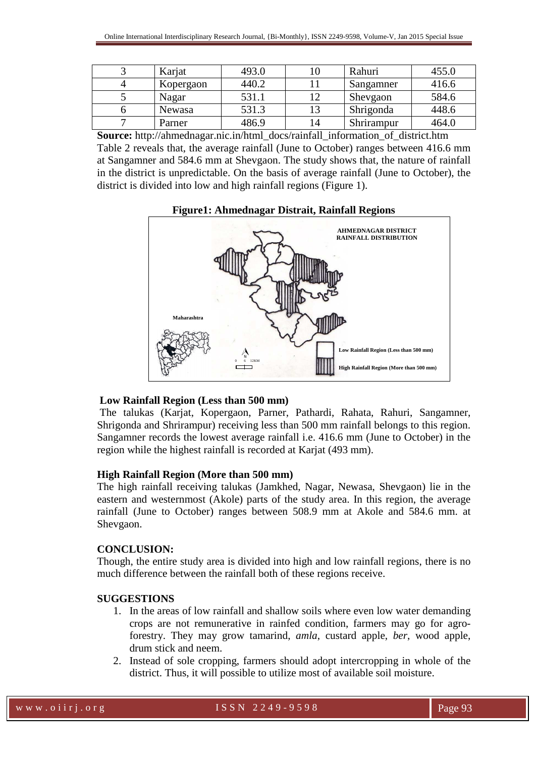| 3 | Karjat | 493.0 | 10 | Rahuri | 455.0 |
|---|---|---|---|---|---|
| 4 | Kopergaon | 440.2 | 11 | Sangamner | 416.6 |
| 5 | Nagar | 531.1 | 12 | Shevgaon | 584.6 |
| 6 | Newasa | 531.3 | 13 | Shrigonda | 448.6 |
| 7 | Parner | 486.9 | 14 | Shrirampur | 464.0 |

**Source:** http://ahmednagar.nic.in/html_docs/rainfall_information_of_district.htm

Table 2 reveals that, the average rainfall (June to October) ranges between 416.6 mm at Sangamner and 584.6 mm at Shevgaon. The study shows that, the nature of rainfall in the district is unpredictable. On the basis of average rainfall (June to October), the district is divided into low and high rainfall regions (Figure 1).

**Figure1: Ahmednagar Distrait, Rainfall Regions**

**Low Rainfall Region (Less than 500 mm)**

The talukas (Karjat, Kopergaon, Parner, Pathardi, Rahata, Rahuri, Sangamner, Shrigonda and Shrirampur) receiving less than 500 mm rainfall belongs to this region. Sangamner records the lowest average rainfall i.e. 416.6 mm (June to October) in the region while the highest rainfall is recorded at Karjat (493 mm).

**High Rainfall Region (More than 500 mm)**

The high rainfall receiving talukas (Jamkhed, Nagar, Newasa, Shevgaon) lie in the eastern and westernmost (Akole) parts of the study area. In this region, the average rainfall (June to October) ranges between 508.9 mm at Akole and 584.6 mm. at Shevgaon.

**CONCLUSION:**

Though, the entire study area is divided into high and low rainfall regions, there is no much difference between the rainfall both of these regions receive.

**SUGGESTIONS**

1. In the areas of low rainfall and shallow soils where even low water demanding crops are not remunerative in rainfed condition, farmers may go for agro-forestry. They may grow tamarind, *amla*, custard apple, *ber*, wood apple, drum stick and neem.
2. Instead of sole cropping, farmers should adopt intercropping in whole of the district. Thus, it will possible to utilize most of available soil moisture.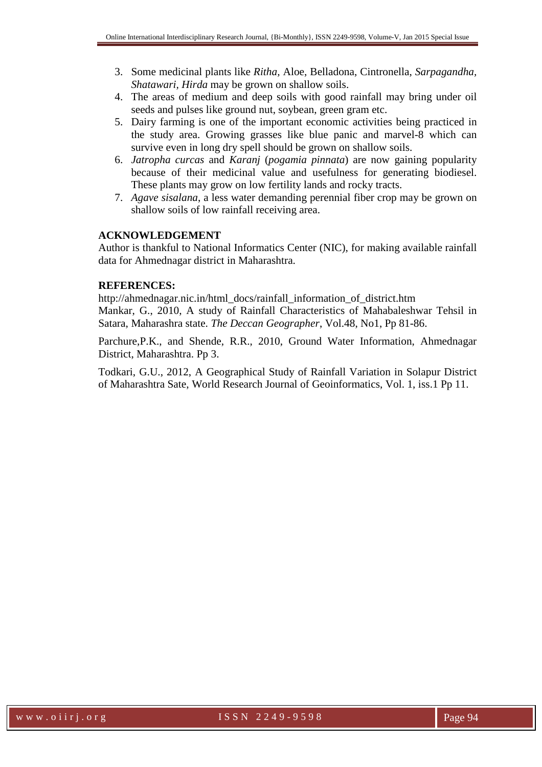3. Some medicinal plants like *Ritha*, Aloe, Belladona, Cintronella, *Sarpagandha*, *Shatawari*, *Hirda* may be grown on shallow soils.
4. The areas of medium and deep soils with good rainfall may bring under oil seeds and pulses like ground nut, soybean, green gram etc.
5. Dairy farming is one of the important economic activities being practiced in the study area. Growing grasses like blue panic and marvel-8 which can survive even in long dry spell should be grown on shallow soils.
6. *Jatropha curcas* and *Karanj* (*pogamia pinnata*) are now gaining popularity because of their medicinal value and usefulness for generating biodiesel. These plants may grow on low fertility lands and rocky tracts.
7. *Agave sisalana*, a less water demanding perennial fiber crop may be grown on shallow soils of low rainfall receiving area.

## ACKNOWLEDGEMENT

Author is thankful to National Informatics Center (NIC), for making available rainfall data for Ahmednagar district in Maharashtra.

## REFERENCES:

http://ahmednagar.nic.in/html_docs/rainfall_information_of_district.htm

Mankar, G., 2010, A study of Rainfall Characteristics of Mahabaleshwar Tehsil in Satara, Maharashra state. *The Deccan Geographer*, Vol.48, No1, Pp 81-86.

Parchure,P.K., and Shende, R.R., 2010, Ground Water Information, Ahmednagar District, Maharashtra. Pp 3.

Todkari, G.U., 2012, A Geographical Study of Rainfall Variation in Solapur District of Maharashtra Sate, World Research Journal of Geoinformatics, Vol. 1, iss.1 Pp 11.